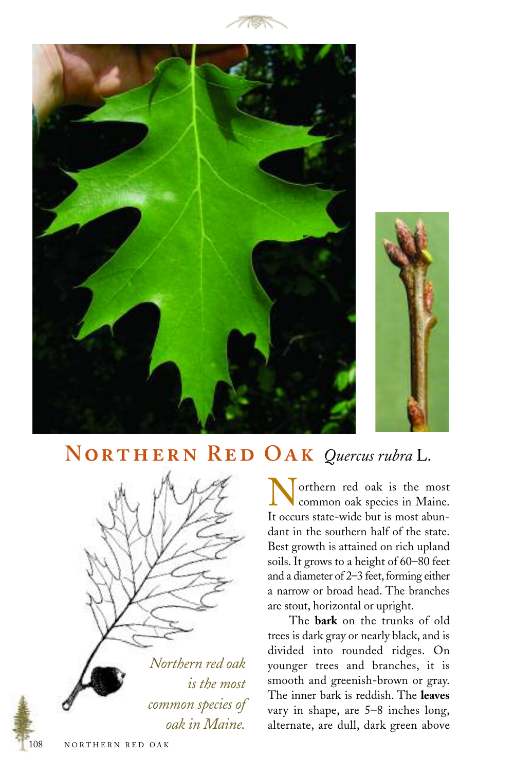# Northern Red Oak *Quercus rubra* L.

*Northern red oak is the most common species of oak in Maine.*

Northern red oak is the most common oak species in Maine. It occurs state-wide but is most abundant in the southern half of the state. Best growth is attained on rich upland soils. It grows to a height of 60–80 feet and a diameter of 2–3 feet, forming either a narrow or broad head. The branches are stout, horizontal or upright.

The **bark** on the trunks of old trees is dark gray or nearly black, and is divided into rounded ridges. On younger trees and branches, it is smooth and greenish-brown or gray. The inner bark is reddish. The **leaves** vary in shape, are 5–8 inches long, alternate, are dull, dark green above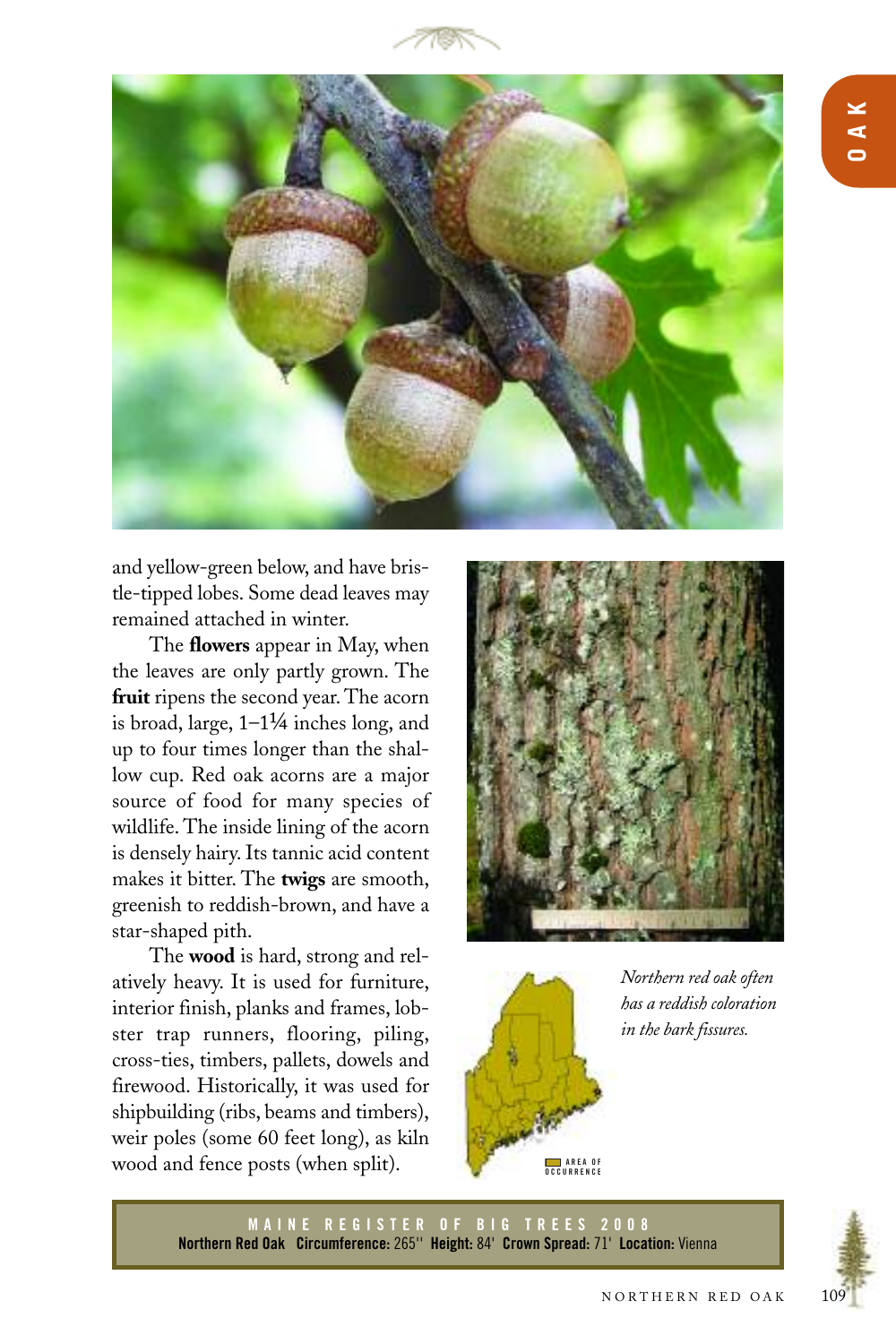and yellow-green below, and have bristle-tipped lobes. Some dead leaves may remained attached in winter.

The **flowers** appear in May, when the leaves are only partly grown. The **fruit** ripens the second year. The acorn is broad, large, 1–1¼ inches long, and up to four times longer than the shallow cup. Red oak acorns are a major source of food for many species of wildlife. The inside lining of the acorn is densely hairy. Its tannic acid content makes it bitter. The **twigs** are smooth, greenish to reddish-brown, and have a star-shaped pith.

The **wood** is hard, strong and relatively heavy. It is used for furniture, interior finish, planks and frames, lobster trap runners, flooring, piling, cross-ties, timbers, pallets, dowels and firewood. Historically, it was used for shipbuilding (ribs, beams and timbers), weir poles (some 60 feet long), as kiln wood and fence posts (when split).

*Northern red oak often has a reddish coloration in the bark fissures.*

AREA OF OCCURRENCE

**MAINE REGISTER OF BIG TREES 2008**
**Northern Red Oak** **Circumference:** 265'' **Height:** 84' **Crown Spread:** 71' **Location:** Vienna